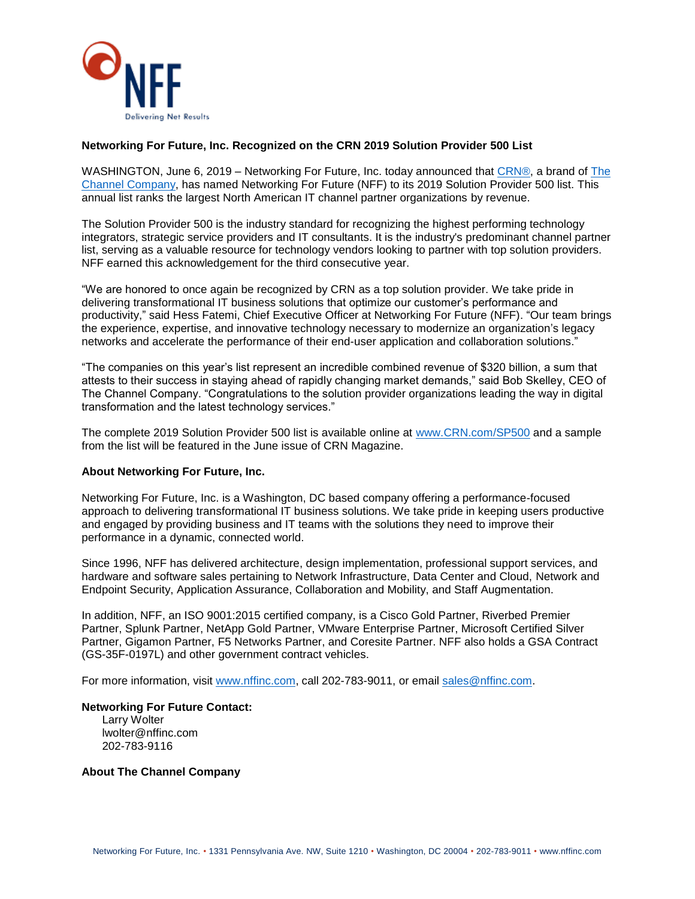**Networking For Future, Inc. Recognized on the CRN 2019 Solution Provider 500 List**

WASHINGTON, June 6, 2019 – Networking For Future, Inc. today announced that CRN®, a brand of The Channel Company, has named Networking For Future (NFF) to its 2019 Solution Provider 500 list. This annual list ranks the largest North American IT channel partner organizations by revenue.

The Solution Provider 500 is the industry standard for recognizing the highest performing technology integrators, strategic service providers and IT consultants. It is the industry's predominant channel partner list, serving as a valuable resource for technology vendors looking to partner with top solution providers. NFF earned this acknowledgement for the third consecutive year.

“We are honored to once again be recognized by CRN as a top solution provider. We take pride in delivering transformational IT business solutions that optimize our customer’s performance and productivity,” said Hess Fatemi, Chief Executive Officer at Networking For Future (NFF). “Our team brings the experience, expertise, and innovative technology necessary to modernize an organization’s legacy networks and accelerate the performance of their end-user application and collaboration solutions.”

“The companies on this year’s list represent an incredible combined revenue of $320 billion, a sum that attests to their success in staying ahead of rapidly changing market demands,” said Bob Skelley, CEO of The Channel Company. “Congratulations to the solution provider organizations leading the way in digital transformation and the latest technology services.”

The complete 2019 Solution Provider 500 list is available online at www.CRN.com/SP500 and a sample from the list will be featured in the June issue of CRN Magazine.

**About Networking For Future, Inc.**

Networking For Future, Inc. is a Washington, DC based company offering a performance-focused approach to delivering transformational IT business solutions. We take pride in keeping users productive and engaged by providing business and IT teams with the solutions they need to improve their performance in a dynamic, connected world.

Since 1996, NFF has delivered architecture, design implementation, professional support services, and hardware and software sales pertaining to Network Infrastructure, Data Center and Cloud, Network and Endpoint Security, Application Assurance, Collaboration and Mobility, and Staff Augmentation.

In addition, NFF, an ISO 9001:2015 certified company, is a Cisco Gold Partner, Riverbed Premier Partner, Splunk Partner, NetApp Gold Partner, VMware Enterprise Partner, Microsoft Certified Silver Partner, Gigamon Partner, F5 Networks Partner, and Coresite Partner. NFF also holds a GSA Contract (GS-35F-0197L) and other government contract vehicles.

For more information, visit www.nffinc.com, call 202-783-9011, or email sales@nffinc.com.

**Networking For Future Contact:**

Larry Wolter
lwolter@nffinc.com
202-783-9116

**About The Channel Company**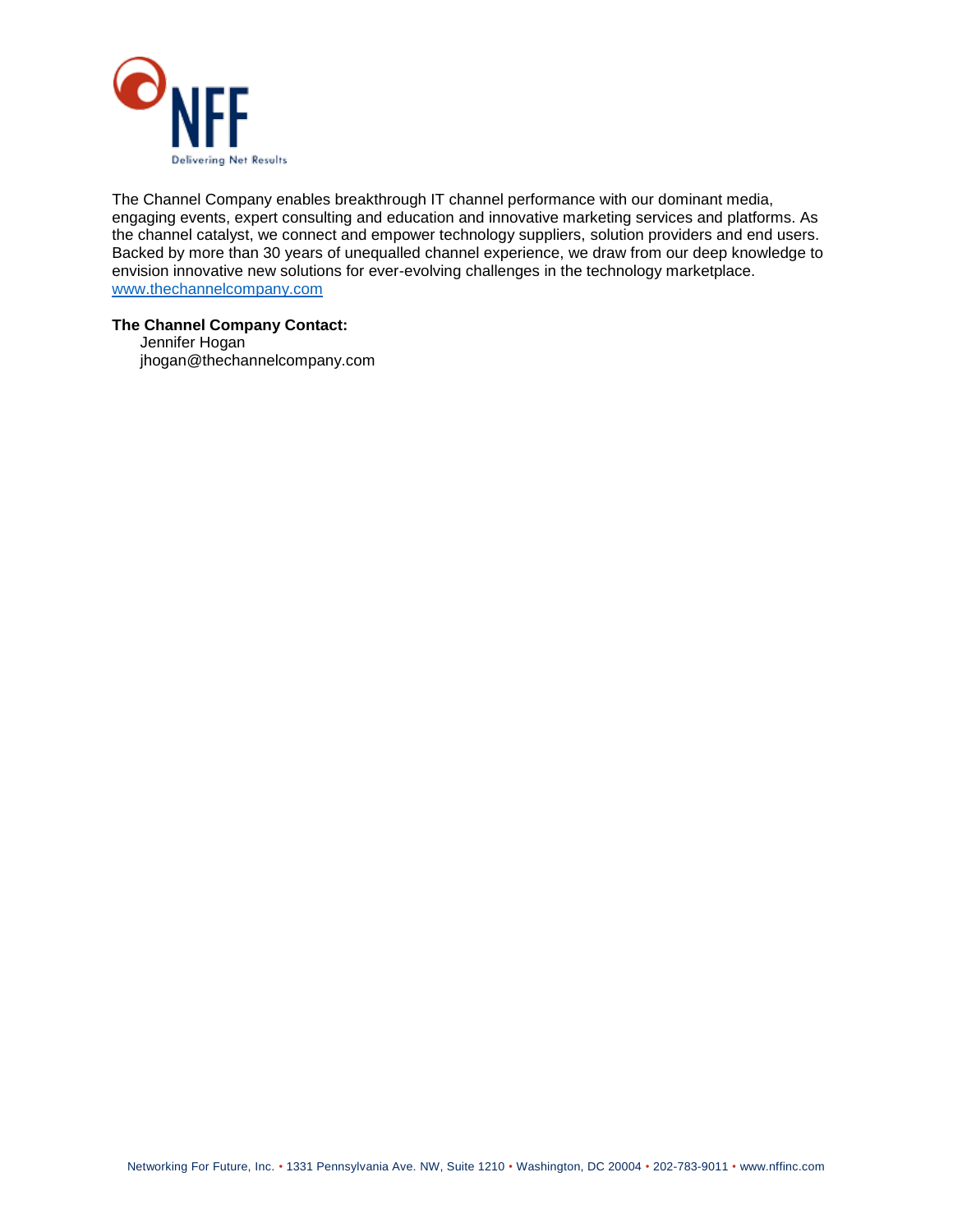The Channel Company enables breakthrough IT channel performance with our dominant media, engaging events, expert consulting and education and innovative marketing services and platforms. As the channel catalyst, we connect and empower technology suppliers, solution providers and end users. Backed by more than 30 years of unequalled channel experience, we draw from our deep knowledge to envision innovative new solutions for ever-evolving challenges in the technology marketplace. www.thechannelcompany.com

**The Channel Company Contact:**

Jennifer Hogan
jhogan@thechannelcompany.com